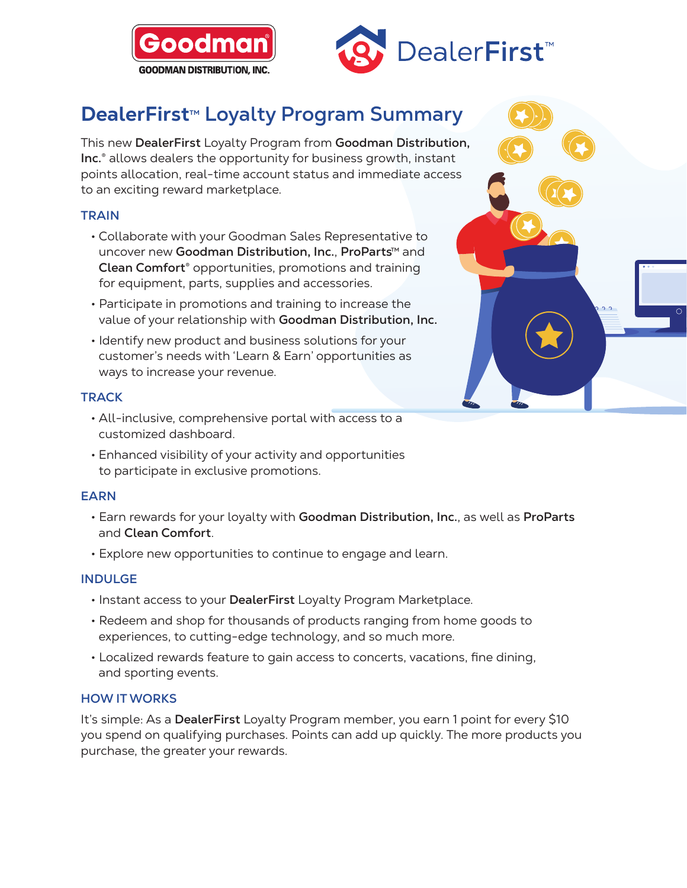# DealerFirst™ Loyalty Program Summary

This new **DealerFirst** Loyalty Program from **Goodman Distribution, Inc.®** allows dealers the opportunity for business growth, instant points allocation, real-time account status and immediate access to an exciting reward marketplace.

## TRAIN

- Collaborate with your Goodman Sales Representative to uncover new **Goodman Distribution, Inc.**, **ProParts™** and **Clean Comfort®** opportunities, promotions and training for equipment, parts, supplies and accessories.
- Participate in promotions and training to increase the value of your relationship with **Goodman Distribution, Inc.**
- Identify new product and business solutions for your customer's needs with 'Learn & Earn' opportunities as ways to increase your revenue.

## TRACK

- All-inclusive, comprehensive portal with access to a customized dashboard.
- Enhanced visibility of your activity and opportunities to participate in exclusive promotions.

## EARN

- Earn rewards for your loyalty with **Goodman Distribution, Inc.**, as well as **ProParts** and **Clean Comfort**.
- Explore new opportunities to continue to engage and learn.

## INDULGE

- Instant access to your **DealerFirst** Loyalty Program Marketplace.
- Redeem and shop for thousands of products ranging from home goods to experiences, to cutting-edge technology, and so much more.
- Localized rewards feature to gain access to concerts, vacations, fine dining, and sporting events.

## HOW IT WORKS

It's simple: As a **DealerFirst** Loyalty Program member, you earn 1 point for every $10 you spend on qualifying purchases. Points can add up quickly. The more products you purchase, the greater your rewards.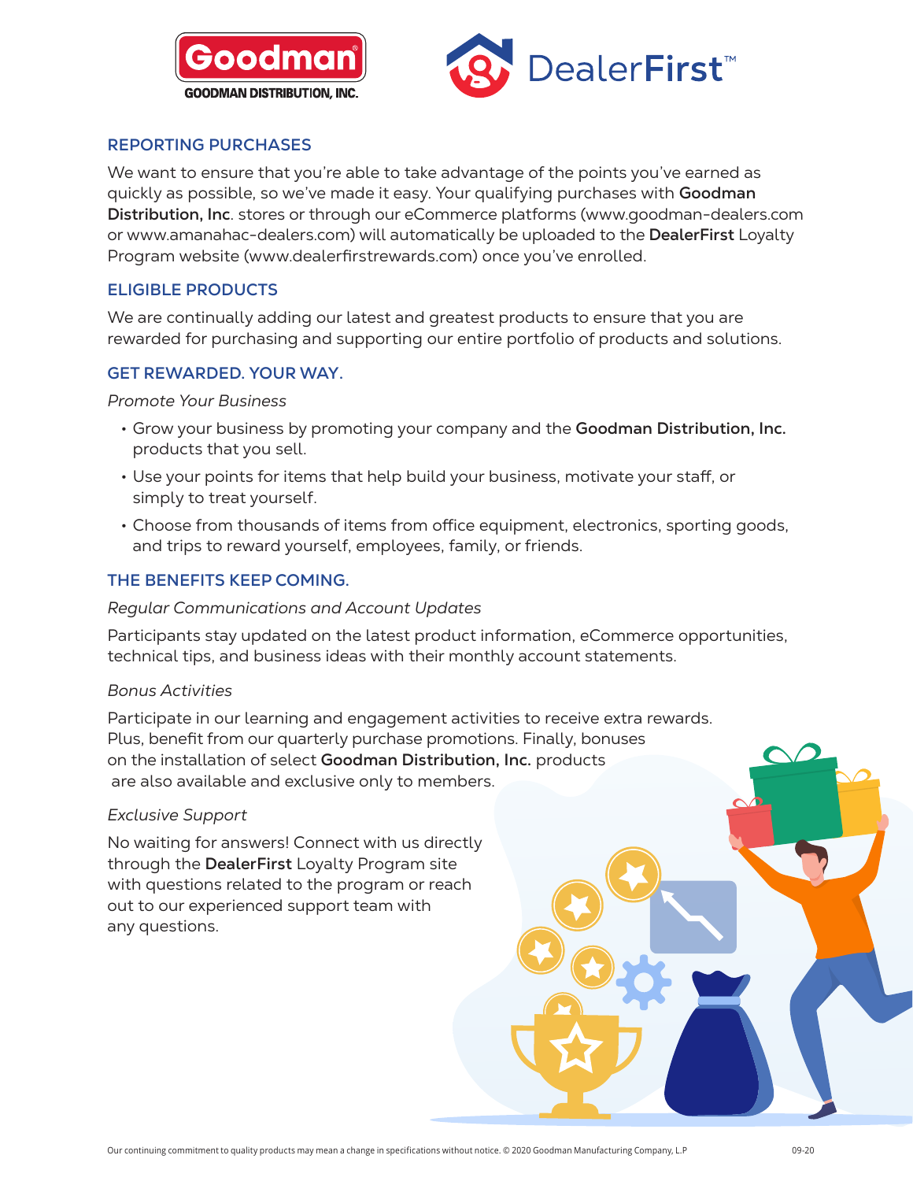## REPORTING PURCHASES

We want to ensure that you're able to take advantage of the points you've earned as quickly as possible, so we've made it easy. Your qualifying purchases with **Goodman Distribution, Inc**. stores or through our eCommerce platforms (www.goodman-dealers.com or www.amanahac-dealers.com) will automatically be uploaded to the **DealerFirst** Loyalty Program website (www.dealerfirstrewards.com) once you've enrolled.

## ELIGIBLE PRODUCTS

We are continually adding our latest and greatest products to ensure that you are rewarded for purchasing and supporting our entire portfolio of products and solutions.

## GET REWARDED. YOUR WAY.

*Promote Your Business*

- Grow your business by promoting your company and the **Goodman Distribution, Inc.** products that you sell.
- Use your points for items that help build your business, motivate your staff, or simply to treat yourself.
- Choose from thousands of items from office equipment, electronics, sporting goods, and trips to reward yourself, employees, family, or friends.

## THE BENEFITS KEEP COMING.

*Regular Communications and Account Updates*

Participants stay updated on the latest product information, eCommerce opportunities, technical tips, and business ideas with their monthly account statements.

*Bonus Activities*

Participate in our learning and engagement activities to receive extra rewards. Plus, benefit from our quarterly purchase promotions. Finally, bonuses on the installation of select **Goodman Distribution, Inc.** products are also available and exclusive only to members.

*Exclusive Support*

No waiting for answers! Connect with us directly through the **DealerFirst** Loyalty Program site with questions related to the program or reach out to our experienced support team with any questions.

Our continuing commitment to quality products may mean a change in specifications without notice. © 2020 Goodman Manufacturing Company, L.P

09-20